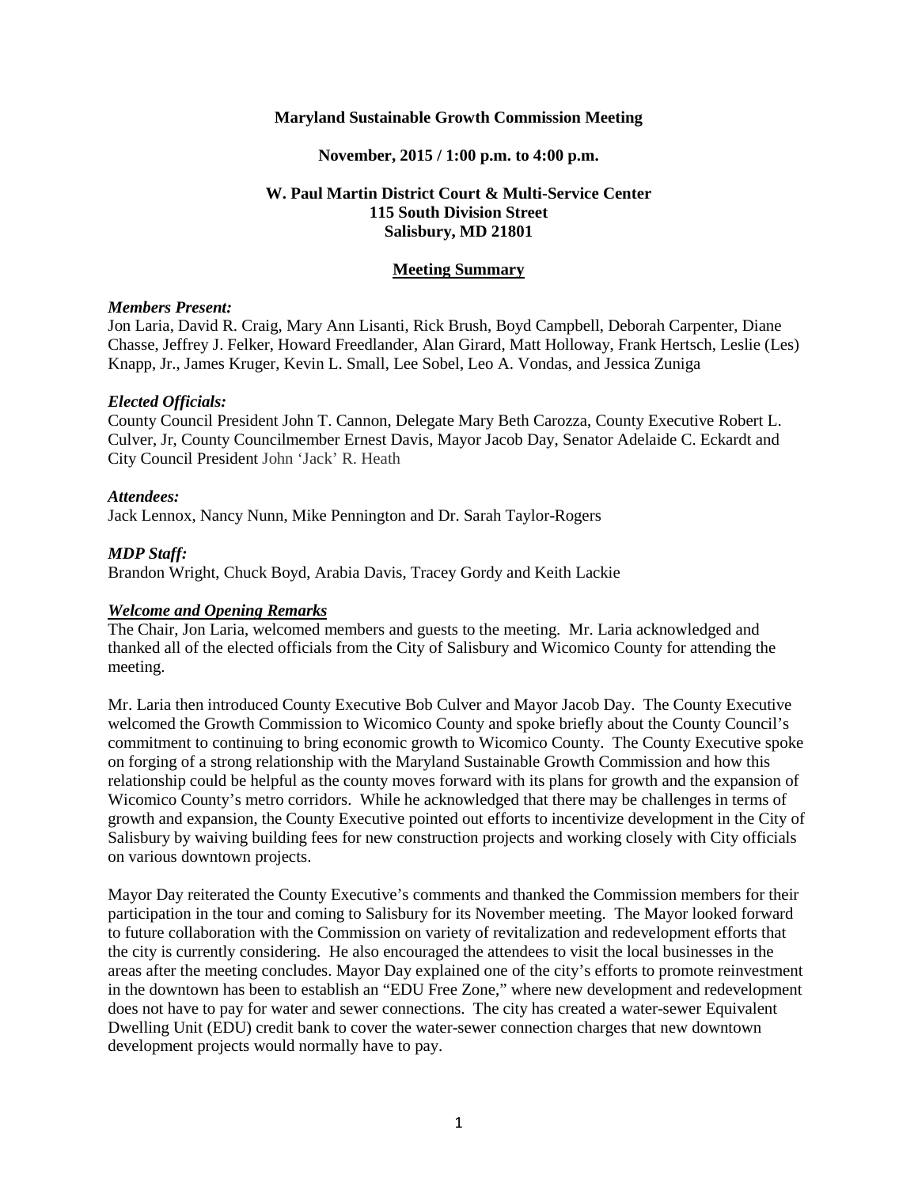**Maryland Sustainable Growth Commission Meeting**

**November, 2015 / 1:00 p.m. to 4:00 p.m.**

**W. Paul Martin District Court & Multi-Service Center**
**115 South Division Street**
**Salisbury, MD 21801**

**Meeting Summary**

***Members Present:***
Jon Laria, David R. Craig, Mary Ann Lisanti, Rick Brush, Boyd Campbell, Deborah Carpenter, Diane Chasse, Jeffrey J. Felker, Howard Freedlander, Alan Girard, Matt Holloway, Frank Hertsch, Leslie (Les) Knapp, Jr., James Kruger, Kevin L. Small, Lee Sobel, Leo A. Vondas, and Jessica Zuniga

***Elected Officials:***
County Council President John T. Cannon, Delegate Mary Beth Carozza, County Executive Robert L. Culver, Jr, County Councilmember Ernest Davis, Mayor Jacob Day, Senator Adelaide C. Eckardt and City Council President John 'Jack' R. Heath

***Attendees:***
Jack Lennox, Nancy Nunn, Mike Pennington and Dr. Sarah Taylor-Rogers

***MDP Staff:***
Brandon Wright, Chuck Boyd, Arabia Davis, Tracey Gordy and Keith Lackie

***Welcome and Opening Remarks***
The Chair, Jon Laria, welcomed members and guests to the meeting. Mr. Laria acknowledged and thanked all of the elected officials from the City of Salisbury and Wicomico County for attending the meeting.

Mr. Laria then introduced County Executive Bob Culver and Mayor Jacob Day. The County Executive welcomed the Growth Commission to Wicomico County and spoke briefly about the County Council's commitment to continuing to bring economic growth to Wicomico County. The County Executive spoke on forging of a strong relationship with the Maryland Sustainable Growth Commission and how this relationship could be helpful as the county moves forward with its plans for growth and the expansion of Wicomico County's metro corridors. While he acknowledged that there may be challenges in terms of growth and expansion, the County Executive pointed out efforts to incentivize development in the City of Salisbury by waiving building fees for new construction projects and working closely with City officials on various downtown projects.

Mayor Day reiterated the County Executive's comments and thanked the Commission members for their participation in the tour and coming to Salisbury for its November meeting. The Mayor looked forward to future collaboration with the Commission on variety of revitalization and redevelopment efforts that the city is currently considering. He also encouraged the attendees to visit the local businesses in the areas after the meeting concludes. Mayor Day explained one of the city's efforts to promote reinvestment in the downtown has been to establish an "EDU Free Zone," where new development and redevelopment does not have to pay for water and sewer connections. The city has created a water-sewer Equivalent Dwelling Unit (EDU) credit bank to cover the water-sewer connection charges that new downtown development projects would normally have to pay.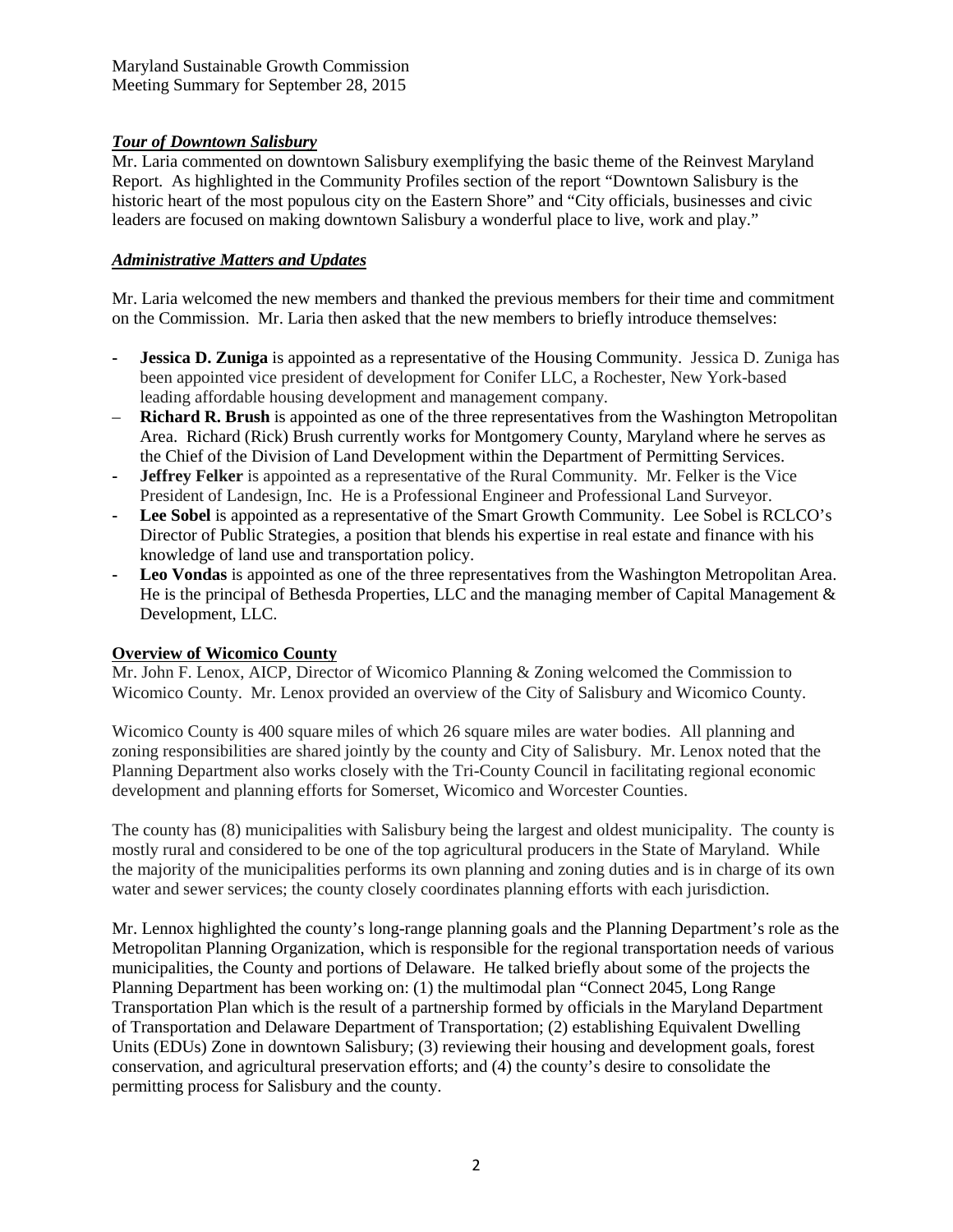Maryland Sustainable Growth Commission
Meeting Summary for September 28, 2015

### ***Tour of Downtown Salisbury***

Mr. Laria commented on downtown Salisbury exemplifying the basic theme of the Reinvest Maryland Report. As highlighted in the Community Profiles section of the report "Downtown Salisbury is the historic heart of the most populous city on the Eastern Shore" and "City officials, businesses and civic leaders are focused on making downtown Salisbury a wonderful place to live, work and play."

### ***Administrative Matters and Updates***

Mr. Laria welcomed the new members and thanked the previous members for their time and commitment on the Commission. Mr. Laria then asked that the new members to briefly introduce themselves:

- **Jessica D. Zuniga** is appointed as a representative of the Housing Community. Jessica D. Zuniga has been appointed vice president of development for Conifer LLC, a Rochester, New York-based leading affordable housing development and management company.
- **Richard R. Brush** is appointed as one of the three representatives from the Washington Metropolitan Area. Richard (Rick) Brush currently works for Montgomery County, Maryland where he serves as the Chief of the Division of Land Development within the Department of Permitting Services.
- **Jeffrey Felker** is appointed as a representative of the Rural Community. Mr. Felker is the Vice President of Landesign, Inc. He is a Professional Engineer and Professional Land Surveyor.
- **Lee Sobel** is appointed as a representative of the Smart Growth Community. Lee Sobel is RCLCO's Director of Public Strategies, a position that blends his expertise in real estate and finance with his knowledge of land use and transportation policy.
- **Leo Vondas** is appointed as one of the three representatives from the Washington Metropolitan Area. He is the principal of Bethesda Properties, LLC and the managing member of Capital Management & Development, LLC.

### **Overview of Wicomico County**

Mr. John F. Lenox, AICP, Director of Wicomico Planning & Zoning welcomed the Commission to Wicomico County. Mr. Lenox provided an overview of the City of Salisbury and Wicomico County.

Wicomico County is 400 square miles of which 26 square miles are water bodies. All planning and zoning responsibilities are shared jointly by the county and City of Salisbury. Mr. Lenox noted that the Planning Department also works closely with the Tri-County Council in facilitating regional economic development and planning efforts for Somerset, Wicomico and Worcester Counties.

The county has (8) municipalities with Salisbury being the largest and oldest municipality. The county is mostly rural and considered to be one of the top agricultural producers in the State of Maryland. While the majority of the municipalities performs its own planning and zoning duties and is in charge of its own water and sewer services; the county closely coordinates planning efforts with each jurisdiction.

Mr. Lennox highlighted the county's long-range planning goals and the Planning Department's role as the Metropolitan Planning Organization, which is responsible for the regional transportation needs of various municipalities, the County and portions of Delaware. He talked briefly about some of the projects the Planning Department has been working on: (1) the multimodal plan "Connect 2045, Long Range Transportation Plan which is the result of a partnership formed by officials in the Maryland Department of Transportation and Delaware Department of Transportation; (2) establishing Equivalent Dwelling Units (EDUs) Zone in downtown Salisbury; (3) reviewing their housing and development goals, forest conservation, and agricultural preservation efforts; and (4) the county's desire to consolidate the permitting process for Salisbury and the county.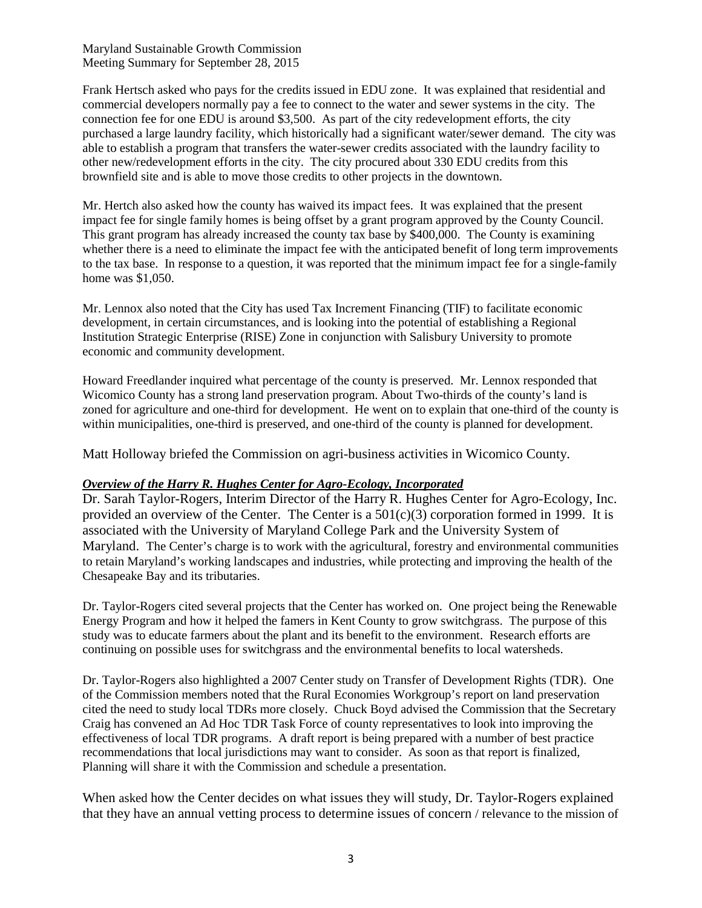Frank Hertsch asked who pays for the credits issued in EDU zone. It was explained that residential and commercial developers normally pay a fee to connect to the water and sewer systems in the city. The connection fee for one EDU is around $3,500. As part of the city redevelopment efforts, the city purchased a large laundry facility, which historically had a significant water/sewer demand. The city was able to establish a program that transfers the water-sewer credits associated with the laundry facility to other new/redevelopment efforts in the city. The city procured about 330 EDU credits from this brownfield site and is able to move those credits to other projects in the downtown.

Mr. Hertch also asked how the county has waived its impact fees. It was explained that the present impact fee for single family homes is being offset by a grant program approved by the County Council. This grant program has already increased the county tax base by $400,000. The County is examining whether there is a need to eliminate the impact fee with the anticipated benefit of long term improvements to the tax base. In response to a question, it was reported that the minimum impact fee for a single-family home was $1,050.

Mr. Lennox also noted that the City has used Tax Increment Financing (TIF) to facilitate economic development, in certain circumstances, and is looking into the potential of establishing a Regional Institution Strategic Enterprise (RISE) Zone in conjunction with Salisbury University to promote economic and community development.

Howard Freedlander inquired what percentage of the county is preserved. Mr. Lennox responded that Wicomico County has a strong land preservation program. About Two-thirds of the county's land is zoned for agriculture and one-third for development. He went on to explain that one-third of the county is within municipalities, one-third is preserved, and one-third of the county is planned for development.

Matt Holloway briefed the Commission on agri-business activities in Wicomico County.

***Overview of the Harry R. Hughes Center for Agro-Ecology, Incorporated***

Dr. Sarah Taylor-Rogers, Interim Director of the Harry R. Hughes Center for Agro-Ecology, Inc. provided an overview of the Center. The Center is a 501(c)(3) corporation formed in 1999. It is associated with the University of Maryland College Park and the University System of Maryland. The Center's charge is to work with the agricultural, forestry and environmental communities to retain Maryland's working landscapes and industries, while protecting and improving the health of the Chesapeake Bay and its tributaries.

Dr. Taylor-Rogers cited several projects that the Center has worked on. One project being the Renewable Energy Program and how it helped the famers in Kent County to grow switchgrass. The purpose of this study was to educate farmers about the plant and its benefit to the environment. Research efforts are continuing on possible uses for switchgrass and the environmental benefits to local watersheds.

Dr. Taylor-Rogers also highlighted a 2007 Center study on Transfer of Development Rights (TDR). One of the Commission members noted that the Rural Economies Workgroup's report on land preservation cited the need to study local TDRs more closely. Chuck Boyd advised the Commission that the Secretary Craig has convened an Ad Hoc TDR Task Force of county representatives to look into improving the effectiveness of local TDR programs. A draft report is being prepared with a number of best practice recommendations that local jurisdictions may want to consider. As soon as that report is finalized, Planning will share it with the Commission and schedule a presentation.

When asked how the Center decides on what issues they will study, Dr. Taylor-Rogers explained that they have an annual vetting process to determine issues of concern / relevance to the mission of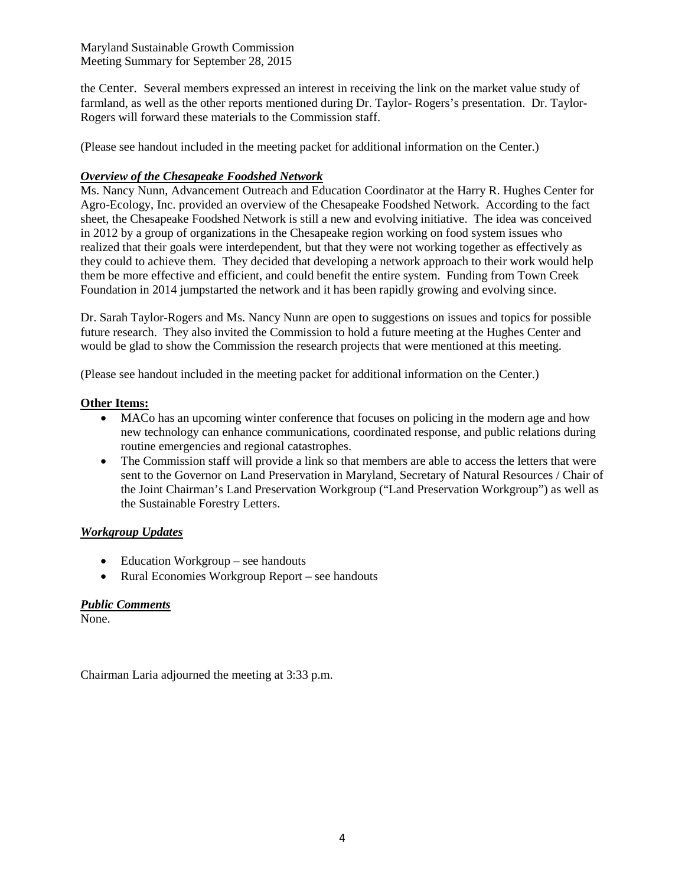the Center. Several members expressed an interest in receiving the link on the market value study of farmland, as well as the other reports mentioned during Dr. Taylor- Rogers's presentation. Dr. Taylor-Rogers will forward these materials to the Commission staff.

(Please see handout included in the meeting packet for additional information on the Center.)

***Overview of the Chesapeake Foodshed Network***

Ms. Nancy Nunn, Advancement Outreach and Education Coordinator at the Harry R. Hughes Center for Agro-Ecology, Inc. provided an overview of the Chesapeake Foodshed Network. According to the fact sheet, the Chesapeake Foodshed Network is still a new and evolving initiative. The idea was conceived in 2012 by a group of organizations in the Chesapeake region working on food system issues who realized that their goals were interdependent, but that they were not working together as effectively as they could to achieve them. They decided that developing a network approach to their work would help them be more effective and efficient, and could benefit the entire system. Funding from Town Creek Foundation in 2014 jumpstarted the network and it has been rapidly growing and evolving since.

Dr. Sarah Taylor-Rogers and Ms. Nancy Nunn are open to suggestions on issues and topics for possible future research. They also invited the Commission to hold a future meeting at the Hughes Center and would be glad to show the Commission the research projects that were mentioned at this meeting.

(Please see handout included in the meeting packet for additional information on the Center.)

**Other Items:**

- MACo has an upcoming winter conference that focuses on policing in the modern age and how new technology can enhance communications, coordinated response, and public relations during routine emergencies and regional catastrophes.
- The Commission staff will provide a link so that members are able to access the letters that were sent to the Governor on Land Preservation in Maryland, Secretary of Natural Resources / Chair of the Joint Chairman's Land Preservation Workgroup ("Land Preservation Workgroup") as well as the Sustainable Forestry Letters.

***Workgroup Updates***

- Education Workgroup – see handouts
- Rural Economies Workgroup Report – see handouts

***Public Comments***

None.

Chairman Laria adjourned the meeting at 3:33 p.m.